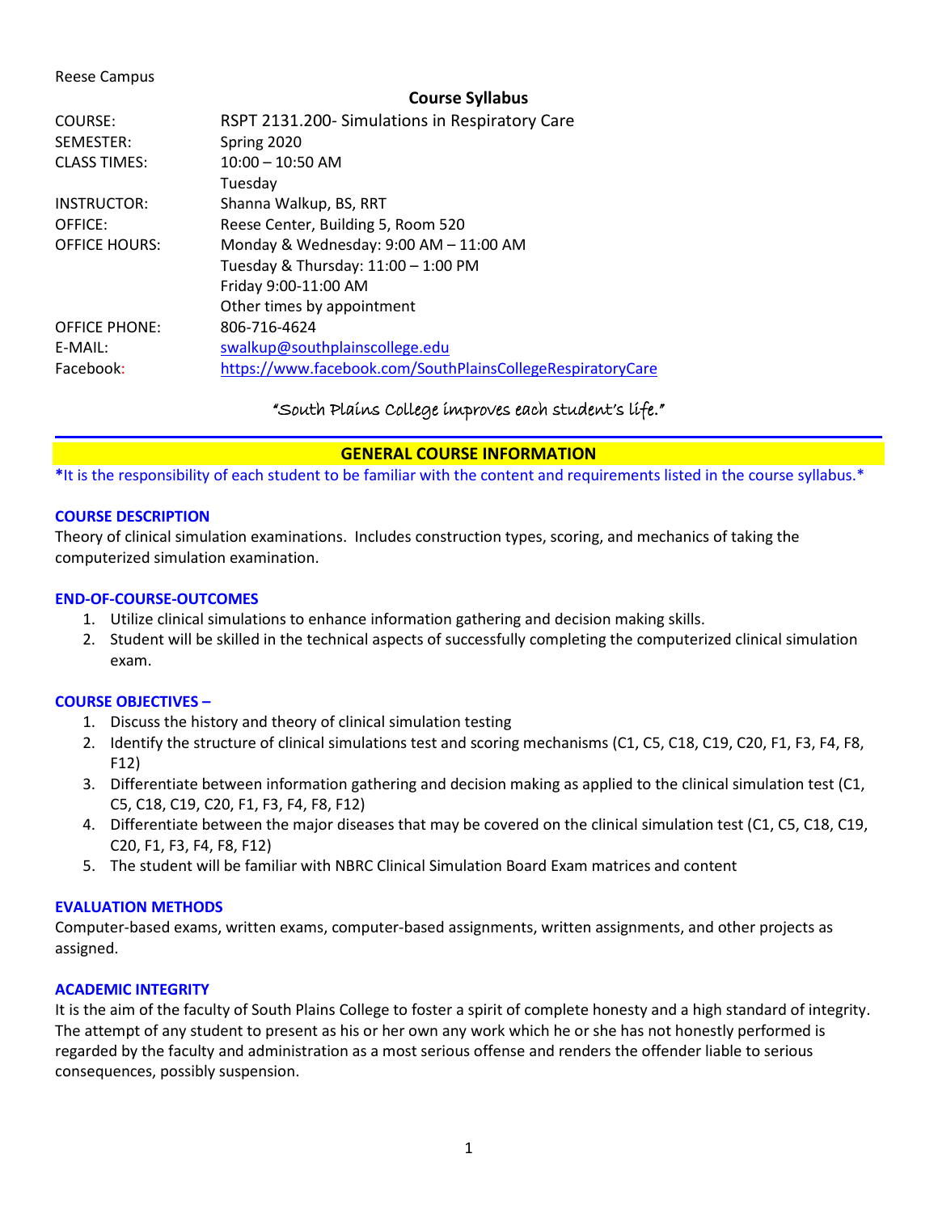Reese Campus

**Course Syllabus**

| | |
|---|---|
| COURSE: | RSPT 2131.200- Simulations in Respiratory Care |
| SEMESTER: | Spring 2020 |
| CLASS TIMES: | 10:00 – 10:50 AM<br>Tuesday |
| INSTRUCTOR: | Shanna Walkup, BS, RRT |
| OFFICE: | Reese Center, Building 5, Room 520 |
| OFFICE HOURS: | Monday & Wednesday: 9:00 AM – 11:00 AM<br>Tuesday & Thursday: 11:00 – 1:00 PM<br>Friday 9:00-11:00 AM<br>Other times by appointment |
| OFFICE PHONE: | 806-716-4624 |
| E-MAIL: | swalkup@southplainscollege.edu |
| Facebook: | https://www.facebook.com/SouthPlainsCollegeRespiratoryCare |

*"South Plains College improves each student's life."*

## GENERAL COURSE INFORMATION

*It is the responsibility of each student to be familiar with the content and requirements listed in the course syllabus.*

### COURSE DESCRIPTION

Theory of clinical simulation examinations. Includes construction types, scoring, and mechanics of taking the computerized simulation examination.

### END-OF-COURSE-OUTCOMES

1. Utilize clinical simulations to enhance information gathering and decision making skills.
2. Student will be skilled in the technical aspects of successfully completing the computerized clinical simulation exam.

### COURSE OBJECTIVES –

1. Discuss the history and theory of clinical simulation testing
2. Identify the structure of clinical simulations test and scoring mechanisms (C1, C5, C18, C19, C20, F1, F3, F4, F8, F12)
3. Differentiate between information gathering and decision making as applied to the clinical simulation test (C1, C5, C18, C19, C20, F1, F3, F4, F8, F12)
4. Differentiate between the major diseases that may be covered on the clinical simulation test (C1, C5, C18, C19, C20, F1, F3, F4, F8, F12)
5. The student will be familiar with NBRC Clinical Simulation Board Exam matrices and content

### EVALUATION METHODS

Computer-based exams, written exams, computer-based assignments, written assignments, and other projects as assigned.

### ACADEMIC INTEGRITY

It is the aim of the faculty of South Plains College to foster a spirit of complete honesty and a high standard of integrity. The attempt of any student to present as his or her own any work which he or she has not honestly performed is regarded by the faculty and administration as a most serious offense and renders the offender liable to serious consequences, possibly suspension.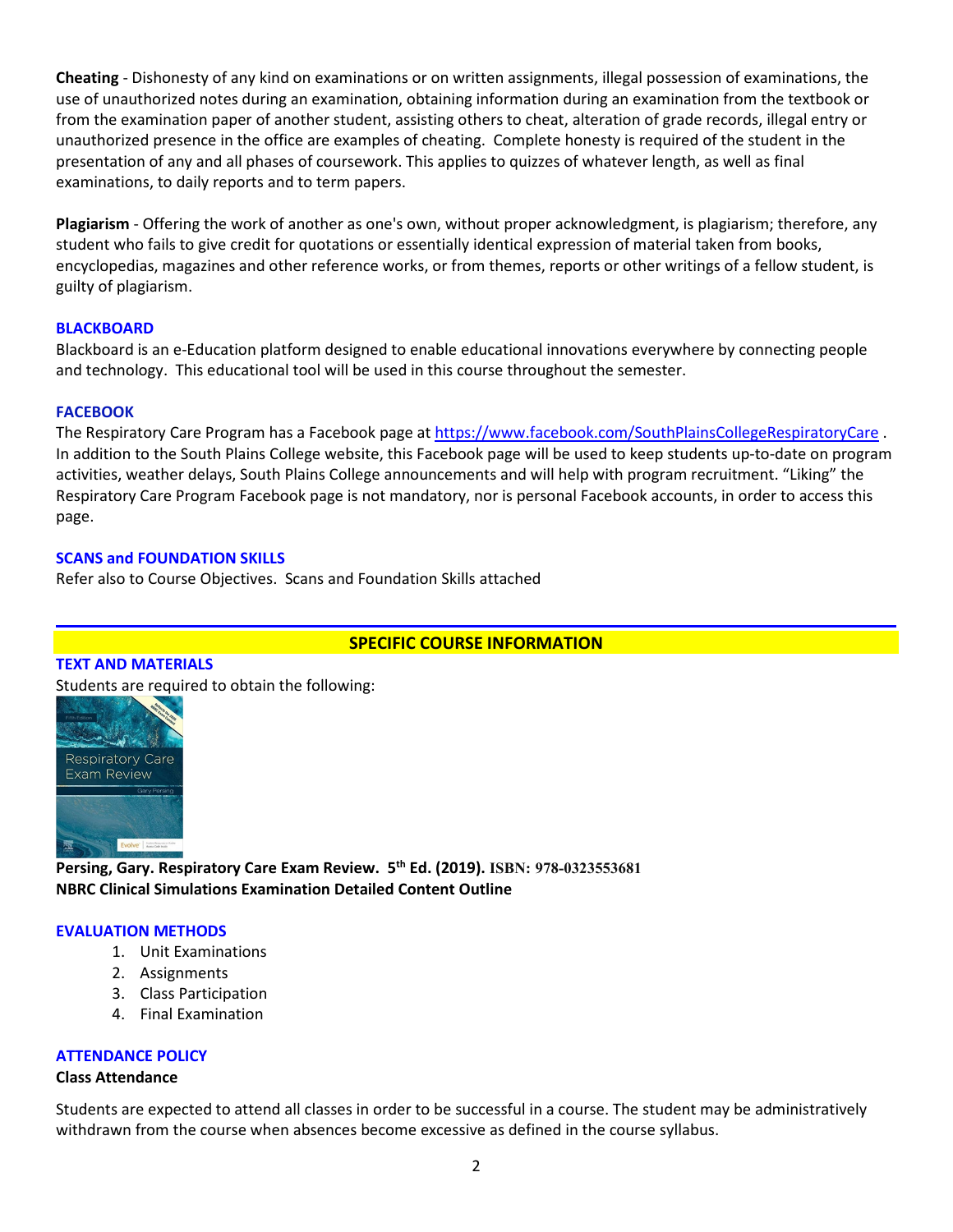**Cheating** - Dishonesty of any kind on examinations or on written assignments, illegal possession of examinations, the use of unauthorized notes during an examination, obtaining information during an examination from the textbook or from the examination paper of another student, assisting others to cheat, alteration of grade records, illegal entry or unauthorized presence in the office are examples of cheating. Complete honesty is required of the student in the presentation of any and all phases of coursework. This applies to quizzes of whatever length, as well as final examinations, to daily reports and to term papers.

**Plagiarism** - Offering the work of another as one's own, without proper acknowledgment, is plagiarism; therefore, any student who fails to give credit for quotations or essentially identical expression of material taken from books, encyclopedias, magazines and other reference works, or from themes, reports or other writings of a fellow student, is guilty of plagiarism.

### BLACKBOARD

Blackboard is an e-Education platform designed to enable educational innovations everywhere by connecting people and technology. This educational tool will be used in this course throughout the semester.

### FACEBOOK

The Respiratory Care Program has a Facebook page at https://www.facebook.com/SouthPlainsCollegeRespiratoryCare . In addition to the South Plains College website, this Facebook page will be used to keep students up-to-date on program activities, weather delays, South Plains College announcements and will help with program recruitment. "Liking" the Respiratory Care Program Facebook page is not mandatory, nor is personal Facebook accounts, in order to access this page.

### SCANS and FOUNDATION SKILLS

Refer also to Course Objectives. Scans and Foundation Skills attached

## SPECIFIC COURSE INFORMATION

### TEXT AND MATERIALS

Students are required to obtain the following:

**Persing, Gary. Respiratory Care Exam Review. 5th Ed. (2019). ISBN: 978-0323553681**
**NBRC Clinical Simulations Examination Detailed Content Outline**

### EVALUATION METHODS

1. Unit Examinations
2. Assignments
3. Class Participation
4. Final Examination

### ATTENDANCE POLICY

**Class Attendance**

Students are expected to attend all classes in order to be successful in a course. The student may be administratively withdrawn from the course when absences become excessive as defined in the course syllabus.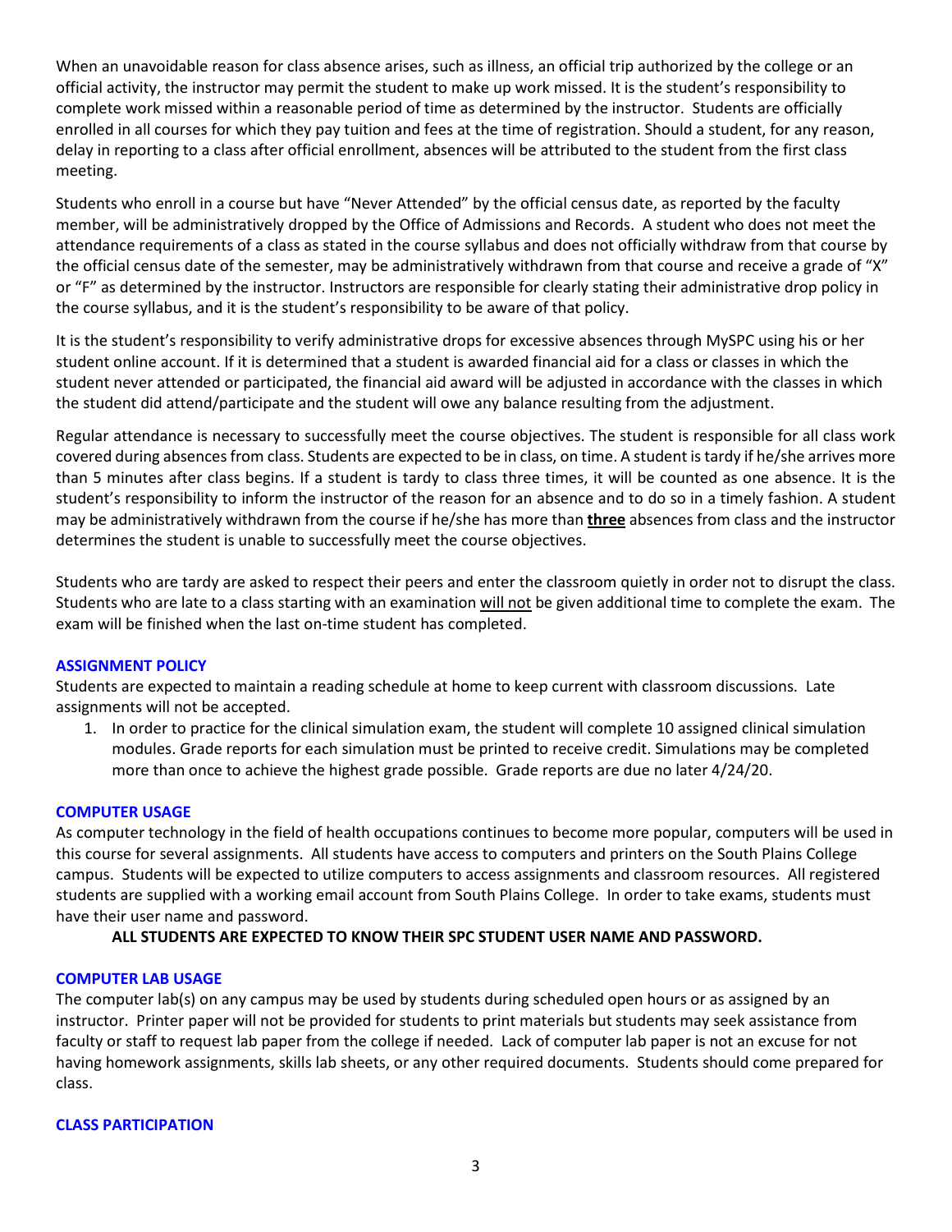When an unavoidable reason for class absence arises, such as illness, an official trip authorized by the college or an official activity, the instructor may permit the student to make up work missed. It is the student's responsibility to complete work missed within a reasonable period of time as determined by the instructor. Students are officially enrolled in all courses for which they pay tuition and fees at the time of registration. Should a student, for any reason, delay in reporting to a class after official enrollment, absences will be attributed to the student from the first class meeting.

Students who enroll in a course but have "Never Attended" by the official census date, as reported by the faculty member, will be administratively dropped by the Office of Admissions and Records. A student who does not meet the attendance requirements of a class as stated in the course syllabus and does not officially withdraw from that course by the official census date of the semester, may be administratively withdrawn from that course and receive a grade of "X" or "F" as determined by the instructor. Instructors are responsible for clearly stating their administrative drop policy in the course syllabus, and it is the student's responsibility to be aware of that policy.

It is the student's responsibility to verify administrative drops for excessive absences through MySPC using his or her student online account. If it is determined that a student is awarded financial aid for a class or classes in which the student never attended or participated, the financial aid award will be adjusted in accordance with the classes in which the student did attend/participate and the student will owe any balance resulting from the adjustment.

Regular attendance is necessary to successfully meet the course objectives. The student is responsible for all class work covered during absences from class. Students are expected to be in class, on time. A student is tardy if he/she arrives more than 5 minutes after class begins. If a student is tardy to class three times, it will be counted as one absence. It is the student's responsibility to inform the instructor of the reason for an absence and to do so in a timely fashion. A student may be administratively withdrawn from the course if he/she has more than **<u>three</u>** absences from class and the instructor determines the student is unable to successfully meet the course objectives.

Students who are tardy are asked to respect their peers and enter the classroom quietly in order not to disrupt the class. Students who are late to a class starting with an examination <u>will not</u> be given additional time to complete the exam. The exam will be finished when the last on-time student has completed.

### ASSIGNMENT POLICY

Students are expected to maintain a reading schedule at home to keep current with classroom discussions. Late assignments will not be accepted.

1. In order to practice for the clinical simulation exam, the student will complete 10 assigned clinical simulation modules. Grade reports for each simulation must be printed to receive credit. Simulations may be completed more than once to achieve the highest grade possible. Grade reports are due no later 4/24/20.

### COMPUTER USAGE

As computer technology in the field of health occupations continues to become more popular, computers will be used in this course for several assignments. All students have access to computers and printers on the South Plains College campus. Students will be expected to utilize computers to access assignments and classroom resources. All registered students are supplied with a working email account from South Plains College. In order to take exams, students must have their user name and password.

**ALL STUDENTS ARE EXPECTED TO KNOW THEIR SPC STUDENT USER NAME AND PASSWORD.**

### COMPUTER LAB USAGE

The computer lab(s) on any campus may be used by students during scheduled open hours or as assigned by an instructor. Printer paper will not be provided for students to print materials but students may seek assistance from faculty or staff to request lab paper from the college if needed. Lack of computer lab paper is not an excuse for not having homework assignments, skills lab sheets, or any other required documents. Students should come prepared for class.

### CLASS PARTICIPATION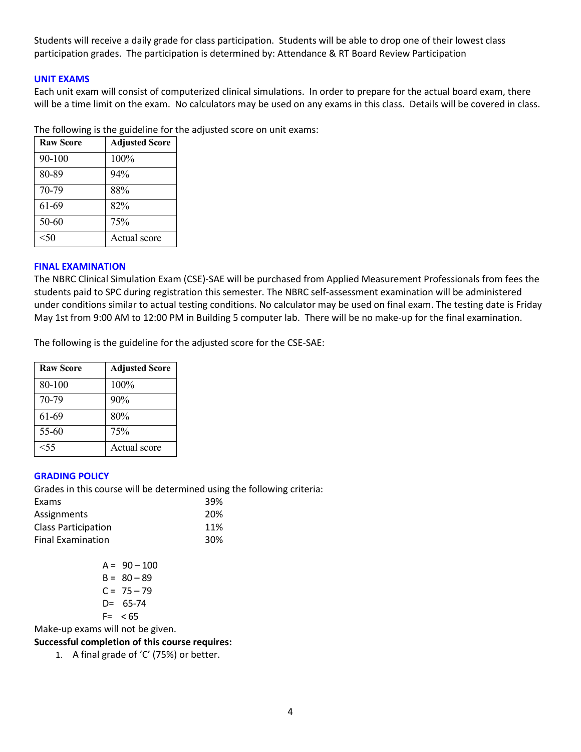Students will receive a daily grade for class participation. Students will be able to drop one of their lowest class participation grades. The participation is determined by: Attendance & RT Board Review Participation

## UNIT EXAMS

Each unit exam will consist of computerized clinical simulations. In order to prepare for the actual board exam, there will be a time limit on the exam. No calculators may be used on any exams in this class. Details will be covered in class.

The following is the guideline for the adjusted score on unit exams:

| Raw Score | Adjusted Score |
|---|---|
| 90-100 | 100% |
| 80-89 | 94% |
| 70-79 | 88% |
| 61-69 | 82% |
| 50-60 | 75% |
| <50 | Actual score |

## FINAL EXAMINATION

The NBRC Clinical Simulation Exam (CSE)-SAE will be purchased from Applied Measurement Professionals from fees the students paid to SPC during registration this semester. The NBRC self-assessment examination will be administered under conditions similar to actual testing conditions. No calculator may be used on final exam. The testing date is Friday May 1st from 9:00 AM to 12:00 PM in Building 5 computer lab. There will be no make-up for the final examination.

The following is the guideline for the adjusted score for the CSE-SAE:

| Raw Score | Adjusted Score |
|---|---|
| 80-100 | 100% |
| 70-79 | 90% |
| 61-69 | 80% |
| 55-60 | 75% |
| <55 | Actual score |

## GRADING POLICY

Grades in this course will be determined using the following criteria:

| | |
|---|---|
| Exams | 39% |
| Assignments | 20% |
| Class Participation | 11% |
| Final Examination | 30% |

A = 90 – 100
B = 80 – 89
C = 75 – 79
D= 65-74
F= < 65

Make-up exams will not be given.

**Successful completion of this course requires:**

1. A final grade of 'C' (75%) or better.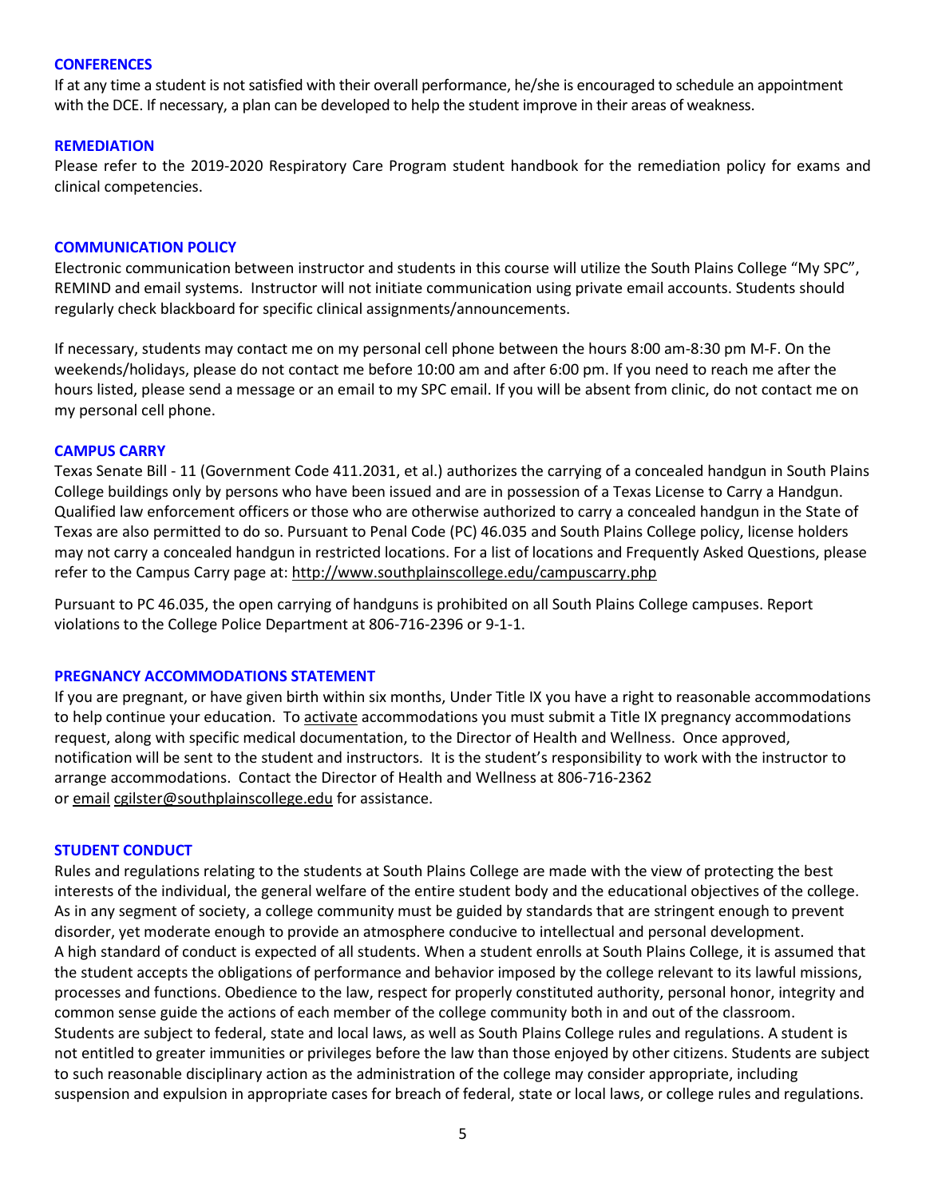## CONFERENCES

If at any time a student is not satisfied with their overall performance, he/she is encouraged to schedule an appointment with the DCE. If necessary, a plan can be developed to help the student improve in their areas of weakness.

## REMEDIATION

Please refer to the 2019-2020 Respiratory Care Program student handbook for the remediation policy for exams and clinical competencies.

## COMMUNICATION POLICY

Electronic communication between instructor and students in this course will utilize the South Plains College "My SPC", REMIND and email systems. Instructor will not initiate communication using private email accounts. Students should regularly check blackboard for specific clinical assignments/announcements.

If necessary, students may contact me on my personal cell phone between the hours 8:00 am-8:30 pm M-F. On the weekends/holidays, please do not contact me before 10:00 am and after 6:00 pm. If you need to reach me after the hours listed, please send a message or an email to my SPC email. If you will be absent from clinic, do not contact me on my personal cell phone.

## CAMPUS CARRY

Texas Senate Bill - 11 (Government Code 411.2031, et al.) authorizes the carrying of a concealed handgun in South Plains College buildings only by persons who have been issued and are in possession of a Texas License to Carry a Handgun. Qualified law enforcement officers or those who are otherwise authorized to carry a concealed handgun in the State of Texas are also permitted to do so. Pursuant to Penal Code (PC) 46.035 and South Plains College policy, license holders may not carry a concealed handgun in restricted locations. For a list of locations and Frequently Asked Questions, please refer to the Campus Carry page at: http://www.southplainscollege.edu/campuscarry.php

Pursuant to PC 46.035, the open carrying of handguns is prohibited on all South Plains College campuses. Report violations to the College Police Department at 806-716-2396 or 9-1-1.

## PREGNANCY ACCOMMODATIONS STATEMENT

If you are pregnant, or have given birth within six months, Under Title IX you have a right to reasonable accommodations to help continue your education. To activate accommodations you must submit a Title IX pregnancy accommodations request, along with specific medical documentation, to the Director of Health and Wellness. Once approved, notification will be sent to the student and instructors. It is the student's responsibility to work with the instructor to arrange accommodations. Contact the Director of Health and Wellness at 806-716-2362 or email cgilster@southplainscollege.edu for assistance.

## STUDENT CONDUCT

Rules and regulations relating to the students at South Plains College are made with the view of protecting the best interests of the individual, the general welfare of the entire student body and the educational objectives of the college. As in any segment of society, a college community must be guided by standards that are stringent enough to prevent disorder, yet moderate enough to provide an atmosphere conducive to intellectual and personal development. A high standard of conduct is expected of all students. When a student enrolls at South Plains College, it is assumed that the student accepts the obligations of performance and behavior imposed by the college relevant to its lawful missions, processes and functions. Obedience to the law, respect for properly constituted authority, personal honor, integrity and common sense guide the actions of each member of the college community both in and out of the classroom. Students are subject to federal, state and local laws, as well as South Plains College rules and regulations. A student is not entitled to greater immunities or privileges before the law than those enjoyed by other citizens. Students are subject to such reasonable disciplinary action as the administration of the college may consider appropriate, including suspension and expulsion in appropriate cases for breach of federal, state or local laws, or college rules and regulations.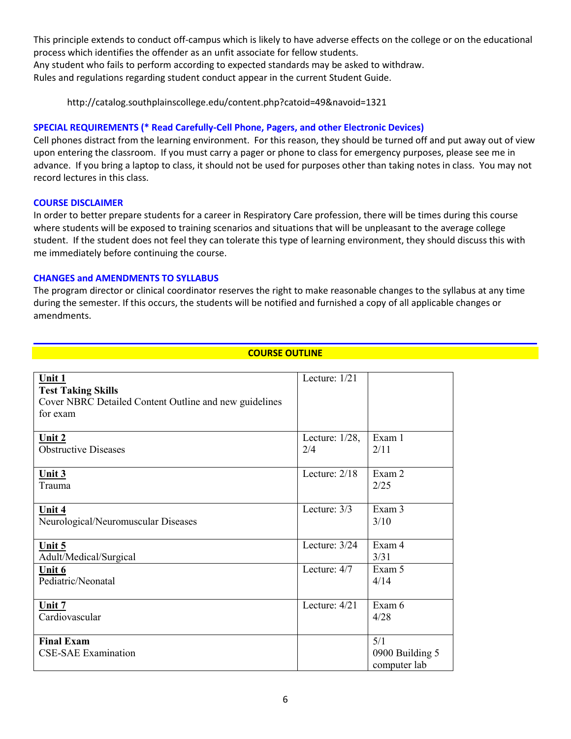This principle extends to conduct off-campus which is likely to have adverse effects on the college or on the educational process which identifies the offender as an unfit associate for fellow students.
Any student who fails to perform according to expected standards may be asked to withdraw.
Rules and regulations regarding student conduct appear in the current Student Guide.

http://catalog.southplainscollege.edu/content.php?catoid=49&navoid=1321

### SPECIAL REQUIREMENTS (* Read Carefully-Cell Phone, Pagers, and other Electronic Devices)

Cell phones distract from the learning environment. For this reason, they should be turned off and put away out of view upon entering the classroom. If you must carry a pager or phone to class for emergency purposes, please see me in advance. If you bring a laptop to class, it should not be used for purposes other than taking notes in class. You may not record lectures in this class.

### COURSE DISCLAIMER

In order to better prepare students for a career in Respiratory Care profession, there will be times during this course where students will be exposed to training scenarios and situations that will be unpleasant to the average college student. If the student does not feel they can tolerate this type of learning environment, they should discuss this with me immediately before continuing the course.

### CHANGES and AMENDMENTS TO SYLLABUS

The program director or clinical coordinator reserves the right to make reasonable changes to the syllabus at any time during the semester. If this occurs, the students will be notified and furnished a copy of all applicable changes or amendments.

## COURSE OUTLINE

| Unit | Lecture | Exam |
|---|---|---|
| **Unit 1**<br>**Test Taking Skills**<br>Cover NBRC Detailed Content Outline and new guidelines for exam | Lecture: 1/21 | |
| **Unit 2**<br>Obstructive Diseases | Lecture: 1/28, 2/4 | Exam 1<br>2/11 |
| **Unit 3**<br>Trauma | Lecture: 2/18 | Exam 2<br>2/25 |
| **Unit 4**<br>Neurological/Neuromuscular Diseases | Lecture: 3/3 | Exam 3<br>3/10 |
| **Unit 5**<br>Adult/Medical/Surgical | Lecture: 3/24 | Exam 4<br>3/31 |
| **Unit 6**<br>Pediatric/Neonatal | Lecture: 4/7 | Exam 5<br>4/14 |
| **Unit 7**<br>Cardiovascular | Lecture: 4/21 | Exam 6<br>4/28 |
| **Final Exam**<br>CSE-SAE Examination | | 5/1<br>0900 Building 5 computer lab |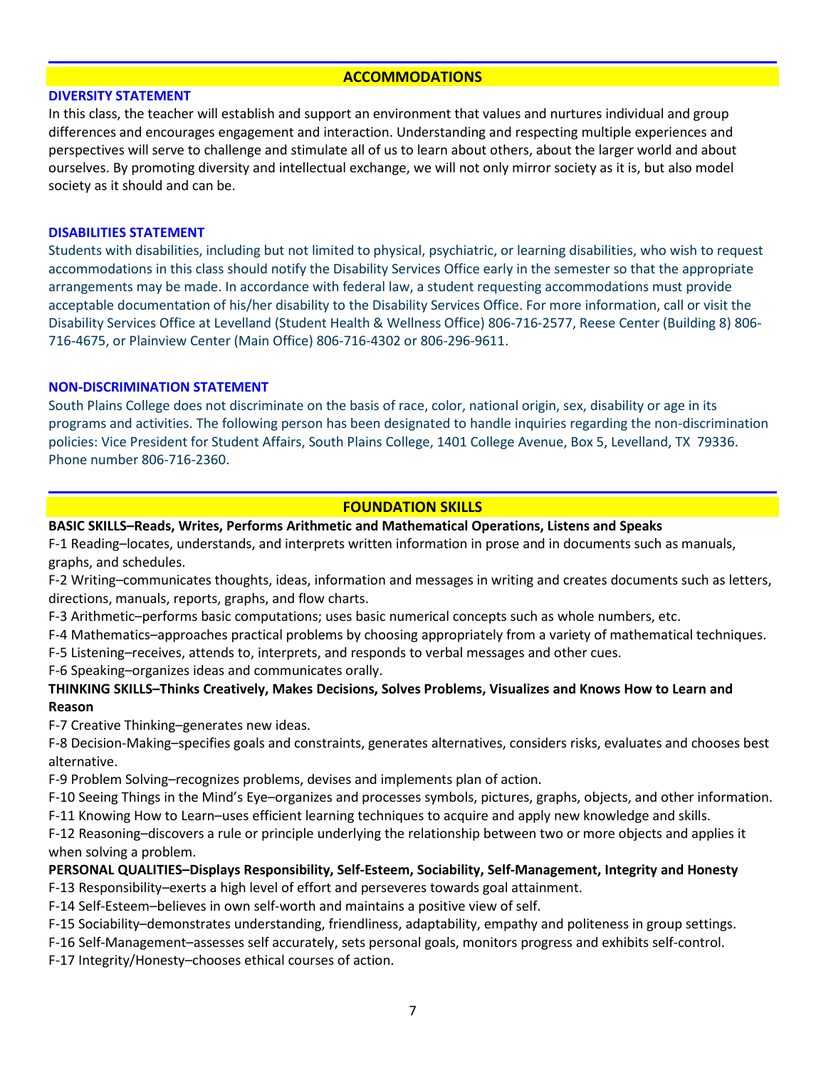## ACCOMMODATIONS

### DIVERSITY STATEMENT

In this class, the teacher will establish and support an environment that values and nurtures individual and group differences and encourages engagement and interaction. Understanding and respecting multiple experiences and perspectives will serve to challenge and stimulate all of us to learn about others, about the larger world and about ourselves. By promoting diversity and intellectual exchange, we will not only mirror society as it is, but also model society as it should and can be.

### DISABILITIES STATEMENT

Students with disabilities, including but not limited to physical, psychiatric, or learning disabilities, who wish to request accommodations in this class should notify the Disability Services Office early in the semester so that the appropriate arrangements may be made. In accordance with federal law, a student requesting accommodations must provide acceptable documentation of his/her disability to the Disability Services Office. For more information, call or visit the Disability Services Office at Levelland (Student Health & Wellness Office) 806-716-2577, Reese Center (Building 8) 806-716-4675, or Plainview Center (Main Office) 806-716-4302 or 806-296-9611.

### NON-DISCRIMINATION STATEMENT

South Plains College does not discriminate on the basis of race, color, national origin, sex, disability or age in its programs and activities. The following person has been designated to handle inquiries regarding the non-discrimination policies: Vice President for Student Affairs, South Plains College, 1401 College Avenue, Box 5, Levelland, TX 79336. Phone number 806-716-2360.

## FOUNDATION SKILLS

**BASIC SKILLS–Reads, Writes, Performs Arithmetic and Mathematical Operations, Listens and Speaks**

F-1 Reading–locates, understands, and interprets written information in prose and in documents such as manuals, graphs, and schedules.

F-2 Writing–communicates thoughts, ideas, information and messages in writing and creates documents such as letters, directions, manuals, reports, graphs, and flow charts.

F-3 Arithmetic–performs basic computations; uses basic numerical concepts such as whole numbers, etc.

F-4 Mathematics–approaches practical problems by choosing appropriately from a variety of mathematical techniques.

F-5 Listening–receives, attends to, interprets, and responds to verbal messages and other cues.

F-6 Speaking–organizes ideas and communicates orally.

**THINKING SKILLS–Thinks Creatively, Makes Decisions, Solves Problems, Visualizes and Knows How to Learn and Reason**

F-7 Creative Thinking–generates new ideas.

F-8 Decision-Making–specifies goals and constraints, generates alternatives, considers risks, evaluates and chooses best alternative.

F-9 Problem Solving–recognizes problems, devises and implements plan of action.

F-10 Seeing Things in the Mind's Eye–organizes and processes symbols, pictures, graphs, objects, and other information.

F-11 Knowing How to Learn–uses efficient learning techniques to acquire and apply new knowledge and skills.

F-12 Reasoning–discovers a rule or principle underlying the relationship between two or more objects and applies it when solving a problem.

**PERSONAL QUALITIES–Displays Responsibility, Self-Esteem, Sociability, Self-Management, Integrity and Honesty**

F-13 Responsibility–exerts a high level of effort and perseveres towards goal attainment.

F-14 Self-Esteem–believes in own self-worth and maintains a positive view of self.

F-15 Sociability–demonstrates understanding, friendliness, adaptability, empathy and politeness in group settings.

F-16 Self-Management–assesses self accurately, sets personal goals, monitors progress and exhibits self-control.

F-17 Integrity/Honesty–chooses ethical courses of action.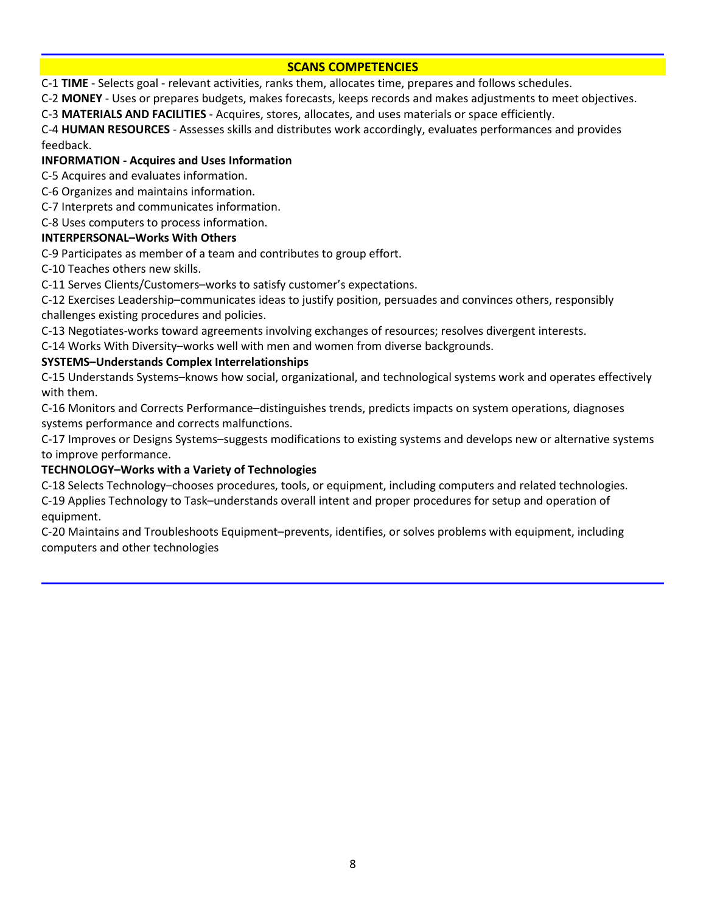## SCANS COMPETENCIES

C-1 **TIME** - Selects goal - relevant activities, ranks them, allocates time, prepares and follows schedules.

C-2 **MONEY** - Uses or prepares budgets, makes forecasts, keeps records and makes adjustments to meet objectives.

C-3 **MATERIALS AND FACILITIES** - Acquires, stores, allocates, and uses materials or space efficiently.

C-4 **HUMAN RESOURCES** - Assesses skills and distributes work accordingly, evaluates performances and provides feedback.

**INFORMATION - Acquires and Uses Information**

C-5 Acquires and evaluates information.

C-6 Organizes and maintains information.

C-7 Interprets and communicates information.

C-8 Uses computers to process information.

**INTERPERSONAL–Works With Others**

C-9 Participates as member of a team and contributes to group effort.

C-10 Teaches others new skills.

C-11 Serves Clients/Customers–works to satisfy customer's expectations.

C-12 Exercises Leadership–communicates ideas to justify position, persuades and convinces others, responsibly challenges existing procedures and policies.

C-13 Negotiates-works toward agreements involving exchanges of resources; resolves divergent interests.

C-14 Works With Diversity–works well with men and women from diverse backgrounds.

**SYSTEMS–Understands Complex Interrelationships**

C-15 Understands Systems–knows how social, organizational, and technological systems work and operates effectively with them.

C-16 Monitors and Corrects Performance–distinguishes trends, predicts impacts on system operations, diagnoses systems performance and corrects malfunctions.

C-17 Improves or Designs Systems–suggests modifications to existing systems and develops new or alternative systems to improve performance.

**TECHNOLOGY–Works with a Variety of Technologies**

C-18 Selects Technology–chooses procedures, tools, or equipment, including computers and related technologies.

C-19 Applies Technology to Task–understands overall intent and proper procedures for setup and operation of equipment.

C-20 Maintains and Troubleshoots Equipment–prevents, identifies, or solves problems with equipment, including computers and other technologies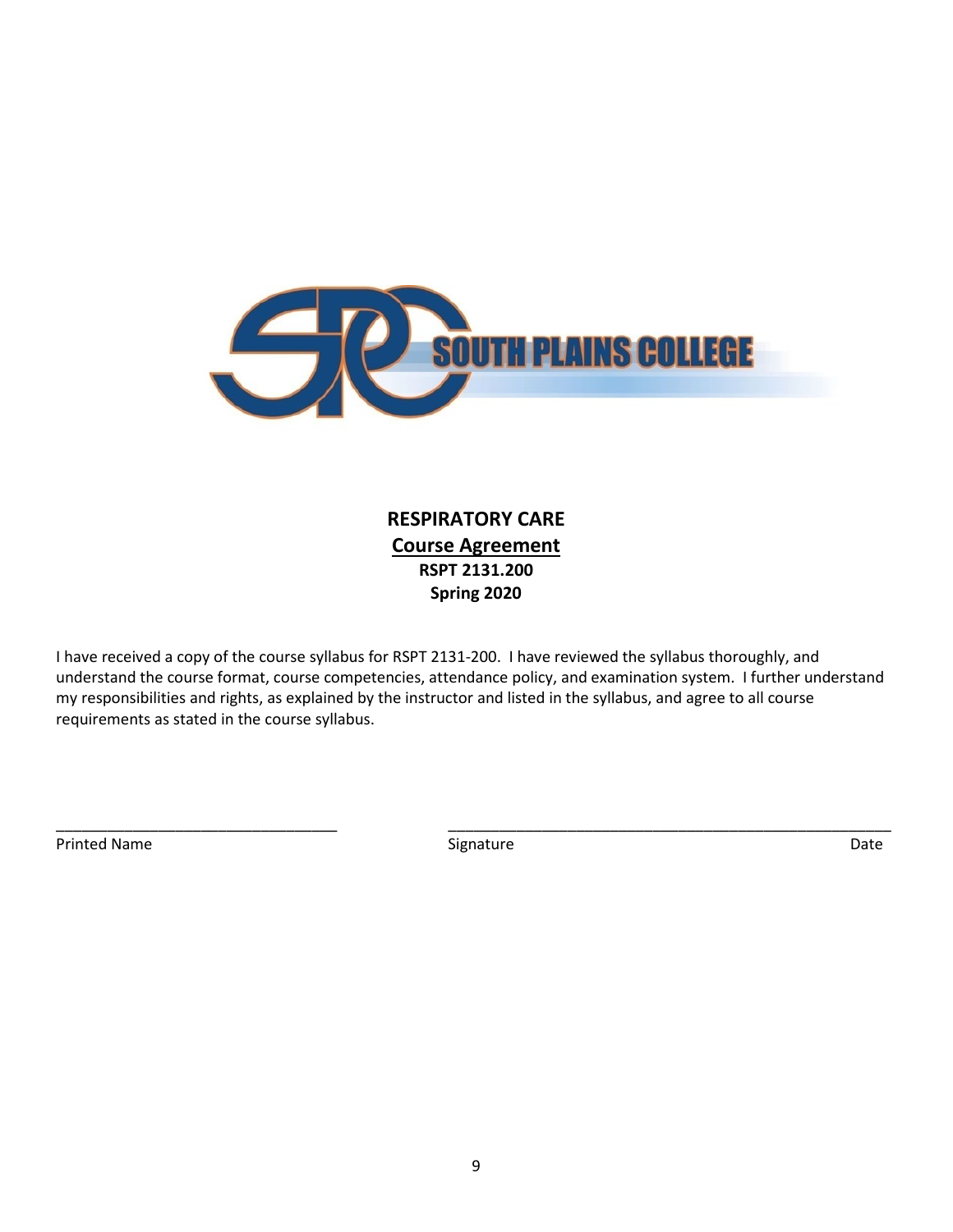SOUTH PLAINS COLLEGE

# RESPIRATORY CARE

## Course Agreement

**RSPT 2131.200**

**Spring 2020**

I have received a copy of the course syllabus for RSPT 2131-200. I have reviewed the syllabus thoroughly, and understand the course format, course competencies, attendance policy, and examination system. I further understand my responsibilities and rights, as explained by the instructor and listed in the syllabus, and agree to all course requirements as stated in the course syllabus.

_________________________________ _____________________________________________________

Printed Name Signature Date